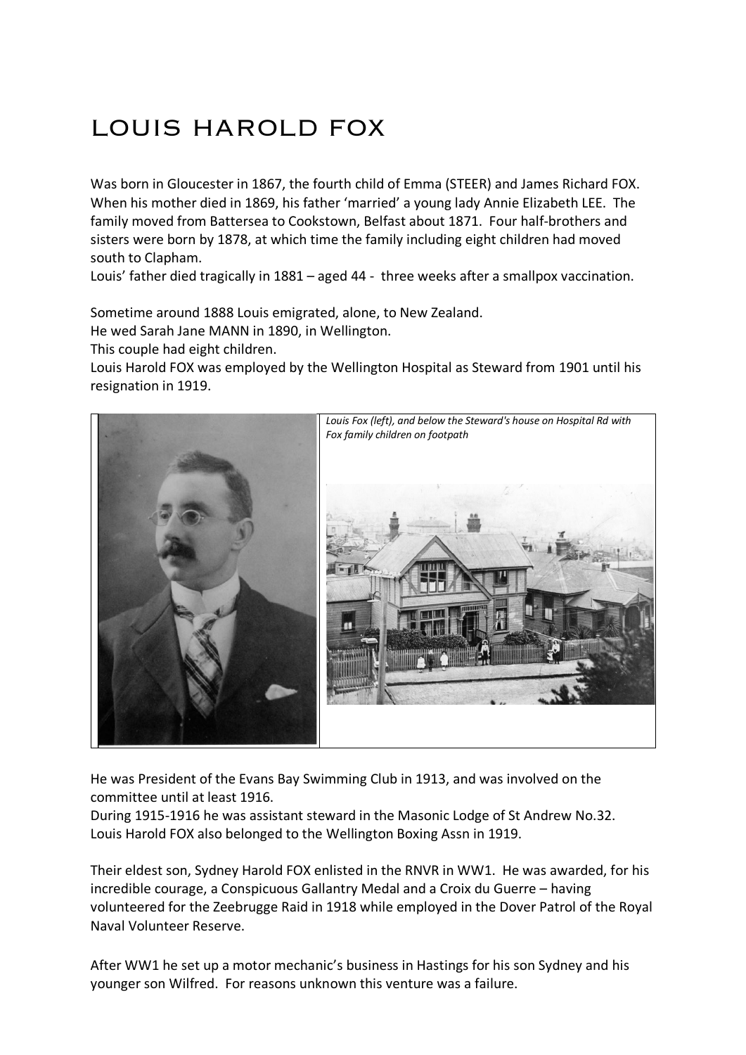# LOUIS HAROLD FOX

Was born in Gloucester in 1867, the fourth child of Emma (STEER) and James Richard FOX. When his mother died in 1869, his father 'married' a young lady Annie Elizabeth LEE. The family moved from Battersea to Cookstown, Belfast about 1871. Four half-brothers and sisters were born by 1878, at which time the family including eight children had moved south to Clapham.

Louis' father died tragically in 1881 – aged 44 - three weeks after a smallpox vaccination.

Sometime around 1888 Louis emigrated, alone, to New Zealand.

He wed Sarah Jane MANN in 1890, in Wellington.

This couple had eight children.

Louis Harold FOX was employed by the Wellington Hospital as Steward from 1901 until his resignation in 1919.

*Louis Fox (left), and below the Steward's house on Hospital Rd with Fox family children on footpath*

He was President of the Evans Bay Swimming Club in 1913, and was involved on the committee until at least 1916.

During 1915-1916 he was assistant steward in the Masonic Lodge of St Andrew No.32.

Louis Harold FOX also belonged to the Wellington Boxing Assn in 1919.

Their eldest son, Sydney Harold FOX enlisted in the RNVR in WW1. He was awarded, for his incredible courage, a Conspicuous Gallantry Medal and a Croix du Guerre – having volunteered for the Zeebrugge Raid in 1918 while employed in the Dover Patrol of the Royal Naval Volunteer Reserve.

After WW1 he set up a motor mechanic's business in Hastings for his son Sydney and his younger son Wilfred. For reasons unknown this venture was a failure.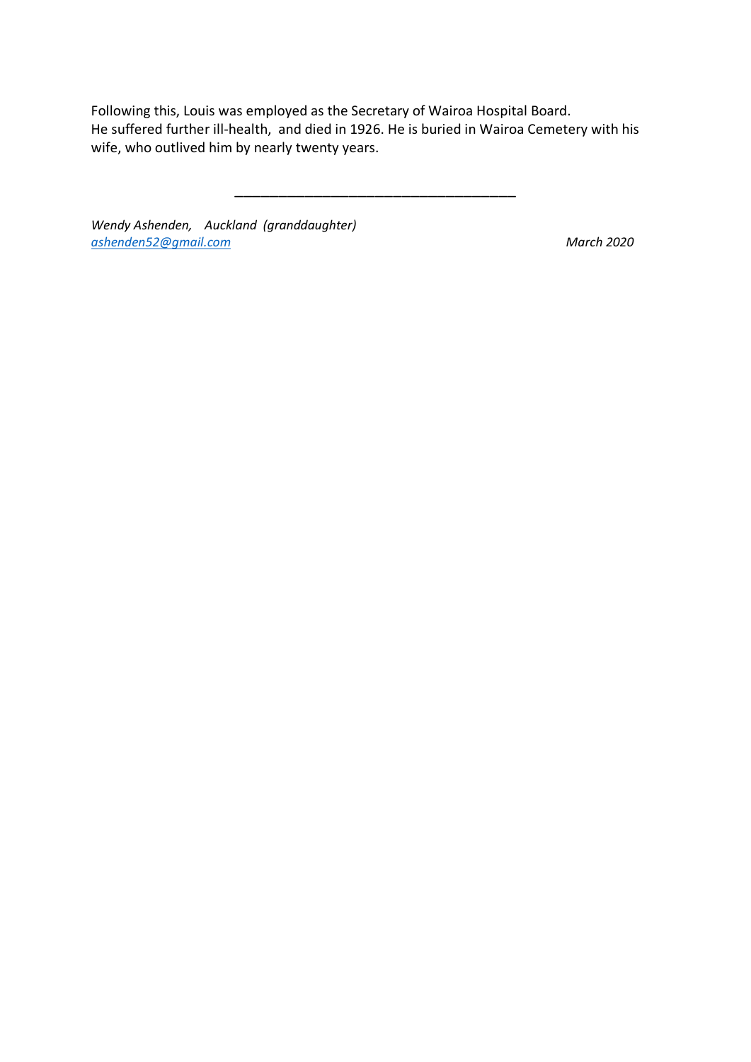Following this, Louis was employed as the Secretary of Wairoa Hospital Board.
He suffered further ill-health, and died in 1926. He is buried in Wairoa Cemetery with his wife, who outlived him by nearly twenty years.

---

*Wendy Ashenden, Auckland (granddaughter)*
[*ashenden52@gmail.com*](mailto:ashenden52@gmail.com) *March 2020*